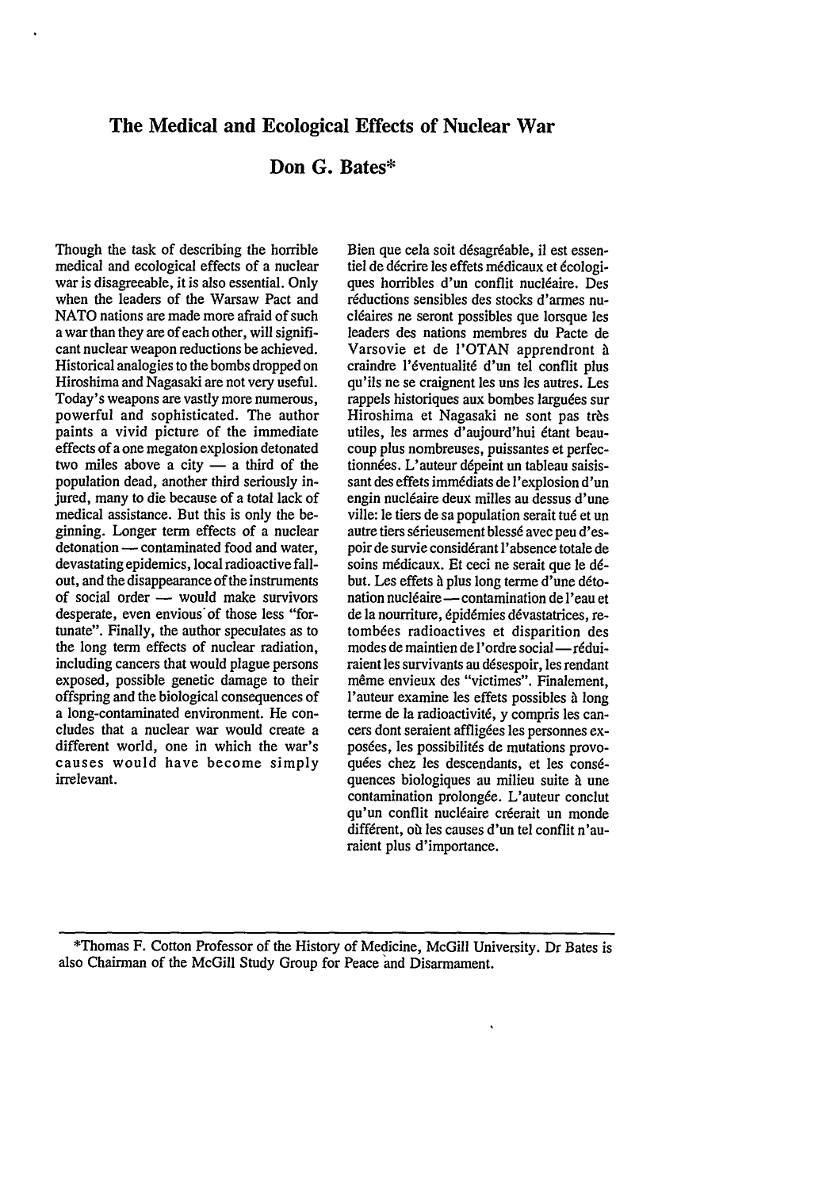# The Medical and Ecological Effects of Nuclear War

## Don G. Bates*

Though the task of describing the horrible medical and ecological effects of a nuclear war is disagreeable, it is also essential. Only when the leaders of the Warsaw Pact and NATO nations are made more afraid of such a war than they are of each other, will significant nuclear weapon reductions be achieved. Historical analogies to the bombs dropped on Hiroshima and Nagasaki are not very useful. Today's weapons are vastly more numerous, powerful and sophisticated. The author paints a vivid picture of the immediate effects of a one megaton explosion detonated two miles above a city — a third of the population dead, another third seriously injured, many to die because of a total lack of medical assistance. But this is only the beginning. Longer term effects of a nuclear detonation — contaminated food and water, devastating epidemics, local radioactive fallout, and the disappearance of the instruments of social order — would make survivors desperate, even envious of those less "fortunate". Finally, the author speculates as to the long term effects of nuclear radiation, including cancers that would plague persons exposed, possible genetic damage to their offspring and the biological consequences of a long-contaminated environment. He concludes that a nuclear war would create a different world, one in which the war's causes would have become simply irrelevant.

Bien que cela soit désagréable, il est essentiel de décrire les effets médicaux et écologiques horribles d'un conflit nucléaire. Des réductions sensibles des stocks d'armes nucléaires ne seront possibles que lorsque les leaders des nations membres du Pacte de Varsovie et de l'OTAN apprendront à craindre l'éventualité d'un tel conflit plus qu'ils ne se craignent les uns les autres. Les rappels historiques aux bombes larguées sur Hiroshima et Nagasaki ne sont pas très utiles, les armes d'aujourd'hui étant beaucoup plus nombreuses, puissantes et perfectionnées. L'auteur dépeint un tableau saisissant des effets immédiats de l'explosion d'un engin nucléaire deux milles au dessus d'une ville: le tiers de sa population serait tué et un autre tiers sérieusement blessé avec peu d'espoir de survie considérant l'absence totale de soins médicaux. Et ceci ne serait que le début. Les effets à plus long terme d'une détonation nucléaire — contamination de l'eau et de la nourriture, épidémies dévastatrices, retombées radioactives et disparition des modes de maintien de l'ordre social — réduiraient les survivants au désespoir, les rendant même envieux des "victimes". Finalement, l'auteur examine les effets possibles à long terme de la radioactivité, y compris les cancers dont seraient affligées les personnes exposées, les possibilités de mutations provoquées chez les descendants, et les conséquences biologiques au milieu suite à une contamination prolongée. L'auteur conclut qu'un conflit nucléaire créerait un monde différent, où les causes d'un tel conflit n'auraient plus d'importance.

---

*Thomas F. Cotton Professor of the History of Medicine, McGill University. Dr Bates is also Chairman of the McGill Study Group for Peace and Disarmament.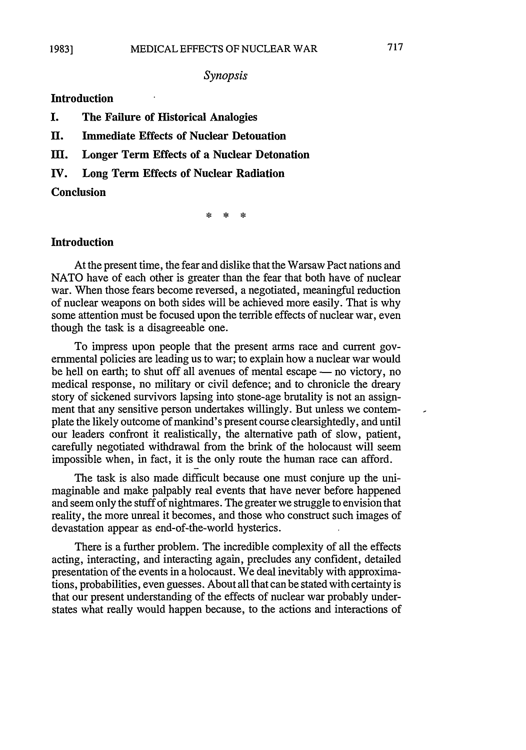*Synopsis*

**Introduction**

**I. The Failure of Historical Analogies**

**II. Immediate Effects of Nuclear Detouation**

**III. Longer Term Effects of a Nuclear Detonation**

**IV. Long Term Effects of Nuclear Radiation**

**Conclusion**

\* \* \*

## Introduction

At the present time, the fear and dislike that the Warsaw Pact nations and NATO have of each other is greater than the fear that both have of nuclear war. When those fears become reversed, a negotiated, meaningful reduction of nuclear weapons on both sides will be achieved more easily. That is why some attention must be focused upon the terrible effects of nuclear war, even though the task is a disagreeable one.

To impress upon people that the present arms race and current governmental policies are leading us to war; to explain how a nuclear war would be hell on earth; to shut off all avenues of mental escape — no victory, no medical response, no military or civil defence; and to chronicle the dreary story of sickened survivors lapsing into stone-age brutality is not an assignment that any sensitive person undertakes willingly. But unless we contemplate the likely outcome of mankind's present course clearsightedly, and until our leaders confront it realistically, the alternative path of slow, patient, carefully negotiated withdrawal from the brink of the holocaust will seem impossible when, in fact, it is the only route the human race can afford.

The task is also made difficult because one must conjure up the unimaginable and make palpably real events that have never before happened and seem only the stuff of nightmares. The greater we struggle to envision that reality, the more unreal it becomes, and those who construct such images of devastation appear as end-of-the-world hysterics.

There is a further problem. The incredible complexity of all the effects acting, interacting, and interacting again, precludes any confident, detailed presentation of the events in a holocaust. We deal inevitably with approximations, probabilities, even guesses. About all that can be stated with certainty is that our present understanding of the effects of nuclear war probably understates what really would happen because, to the actions and interactions of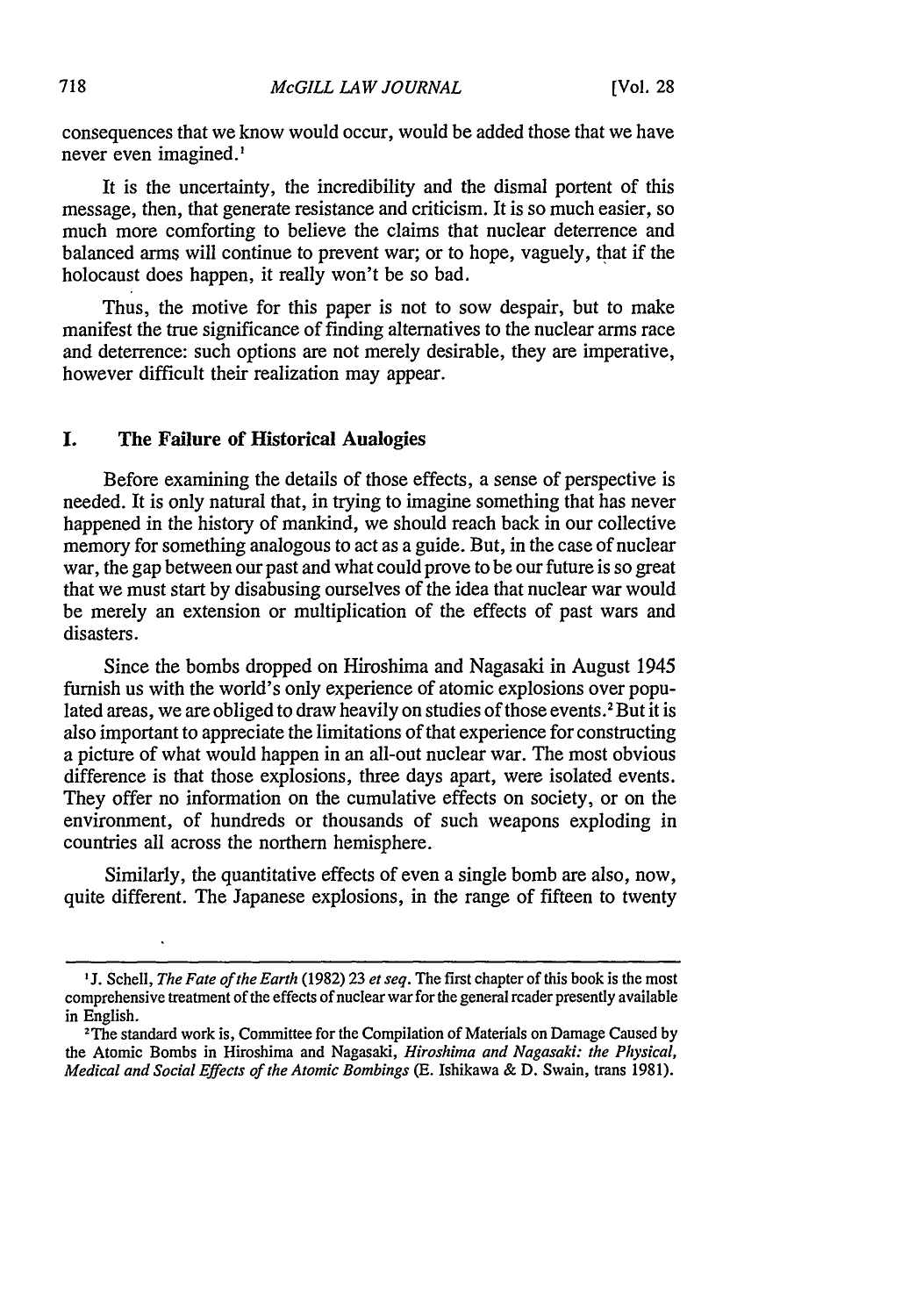consequences that we know would occur, would be added those that we have never even imagined.[1]

It is the uncertainty, the incredibility and the dismal portent of this message, then, that generate resistance and criticism. It is so much easier, so much more comforting to believe the claims that nuclear deterrence and balanced arms will continue to prevent war; or to hope, vaguely, that if the holocaust does happen, it really won't be so bad.

Thus, the motive for this paper is not to sow despair, but to make manifest the true significance of finding alternatives to the nuclear arms race and deterrence: such options are not merely desirable, they are imperative, however difficult their realization may appear.

## I. The Failure of Historical Aualogies

Before examining the details of those effects, a sense of perspective is needed. It is only natural that, in trying to imagine something that has never happened in the history of mankind, we should reach back in our collective memory for something analogous to act as a guide. But, in the case of nuclear war, the gap between our past and what could prove to be our future is so great that we must start by disabusing ourselves of the idea that nuclear war would be merely an extension or multiplication of the effects of past wars and disasters.

Since the bombs dropped on Hiroshima and Nagasaki in August 1945 furnish us with the world's only experience of atomic explosions over populated areas, we are obliged to draw heavily on studies of those events.[2] But it is also important to appreciate the limitations of that experience for constructing a picture of what would happen in an all-out nuclear war. The most obvious difference is that those explosions, three days apart, were isolated events. They offer no information on the cumulative effects on society, or on the environment, of hundreds or thousands of such weapons exploding in countries all across the northern hemisphere.

Similarly, the quantitative effects of even a single bomb are also, now, quite different. The Japanese explosions, in the range of fifteen to twenty

---

[1] J. Schell, *The Fate of the Earth* (1982) 23 *et seq*. The first chapter of this book is the most comprehensive treatment of the effects of nuclear war for the general reader presently available in English.

[2] The standard work is, Committee for the Compilation of Materials on Damage Caused by the Atomic Bombs in Hiroshima and Nagasaki, *Hiroshima and Nagasaki: the Physical, Medical and Social Effects of the Atomic Bombings* (E. Ishikawa & D. Swain, trans 1981).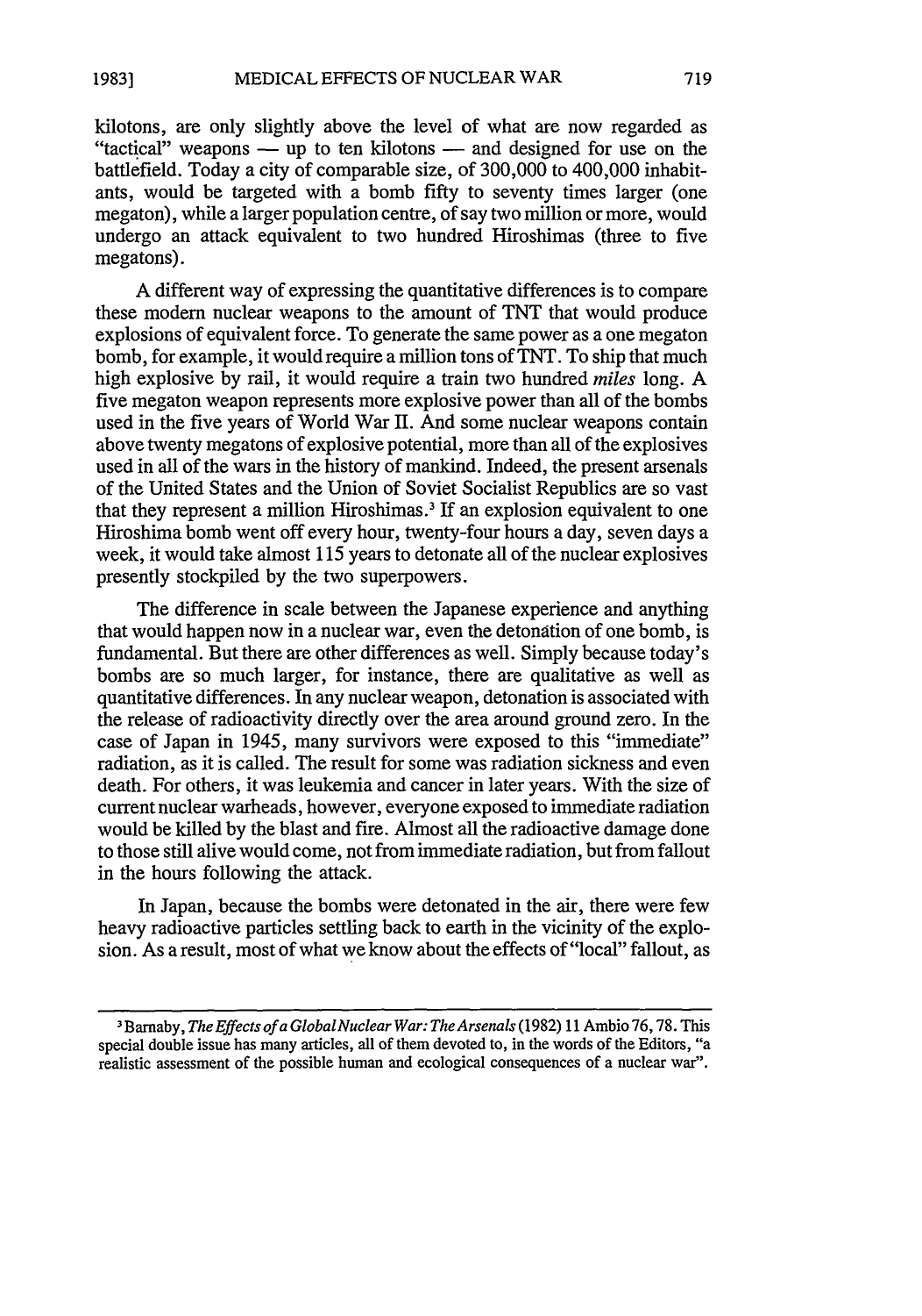kilotons, are only slightly above the level of what are now regarded as "tactical" weapons — up to ten kilotons — and designed for use on the battlefield. Today a city of comparable size, of 300,000 to 400,000 inhabitants, would be targeted with a bomb fifty to seventy times larger (one megaton), while a larger population centre, of say two million or more, would undergo an attack equivalent to two hundred Hiroshimas (three to five megatons).

A different way of expressing the quantitative differences is to compare these modern nuclear weapons to the amount of TNT that would produce explosions of equivalent force. To generate the same power as a one megaton bomb, for example, it would require a million tons of TNT. To ship that much high explosive by rail, it would require a train two hundred *miles* long. A five megaton weapon represents more explosive power than all of the bombs used in the five years of World War II. And some nuclear weapons contain above twenty megatons of explosive potential, more than all of the explosives used in all of the wars in the history of mankind. Indeed, the present arsenals of the United States and the Union of Soviet Socialist Republics are so vast that they represent a million Hiroshimas.[3] If an explosion equivalent to one Hiroshima bomb went off every hour, twenty-four hours a day, seven days a week, it would take almost 115 years to detonate all of the nuclear explosives presently stockpiled by the two superpowers.

The difference in scale between the Japanese experience and anything that would happen now in a nuclear war, even the detonation of one bomb, is fundamental. But there are other differences as well. Simply because today's bombs are so much larger, for instance, there are qualitative as well as quantitative differences. In any nuclear weapon, detonation is associated with the release of radioactivity directly over the area around ground zero. In the case of Japan in 1945, many survivors were exposed to this "immediate" radiation, as it is called. The result for some was radiation sickness and even death. For others, it was leukemia and cancer in later years. With the size of current nuclear warheads, however, everyone exposed to immediate radiation would be killed by the blast and fire. Almost all the radioactive damage done to those still alive would come, not from immediate radiation, but from fallout in the hours following the attack.

In Japan, because the bombs were detonated in the air, there were few heavy radioactive particles settling back to earth in the vicinity of the explosion. As a result, most of what we know about the effects of "local" fallout, as

---

[3] Barnaby, *The Effects of a Global Nuclear War: The Arsenals* (1982) 11 Ambio 76, 78. This special double issue has many articles, all of them devoted to, in the words of the Editors, "a realistic assessment of the possible human and ecological consequences of a nuclear war".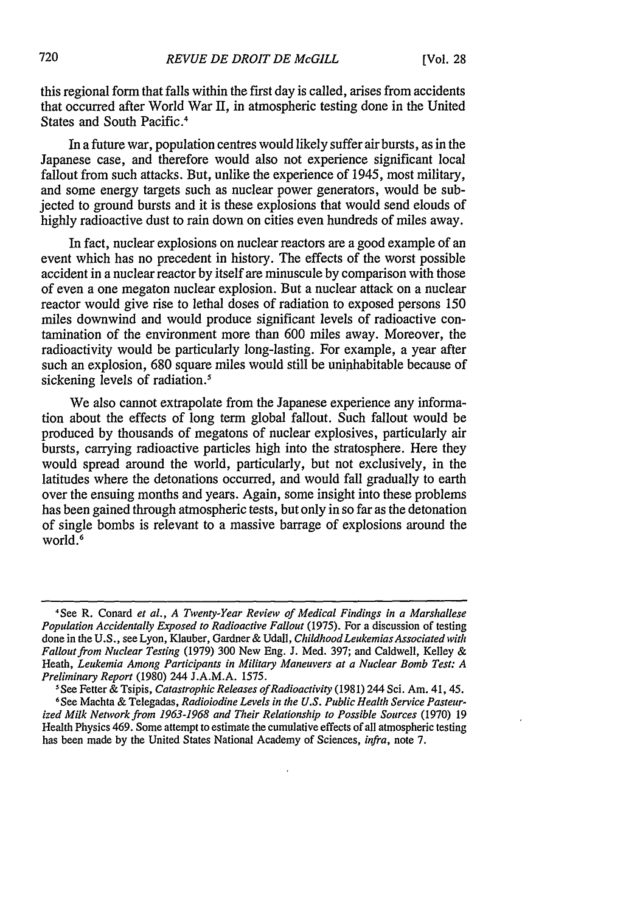this regional form that falls within the first day is called, arises from accidents that occurred after World War II, in atmospheric testing done in the United States and South Pacific.[4]

In a future war, population centres would likely suffer air bursts, as in the Japanese case, and therefore would also not experience significant local fallout from such attacks. But, unlike the experience of 1945, most military, and some energy targets such as nuclear power generators, would be subjected to ground bursts and it is these explosions that would send elouds of highly radioactive dust to rain down on cities even hundreds of miles away.

In fact, nuclear explosions on nuclear reactors are a good example of an event which has no precedent in history. The effects of the worst possible accident in a nuclear reactor by itself are minuscule by comparison with those of even a one megaton nuclear explosion. But a nuclear attack on a nuclear reactor would give rise to lethal doses of radiation to exposed persons 150 miles downwind and would produce significant levels of radioactive contamination of the environment more than 600 miles away. Moreover, the radioactivity would be particularly long-lasting. For example, a year after such an explosion, 680 square miles would still be uninhabitable because of sickening levels of radiation.[5]

We also cannot extrapolate from the Japanese experience any information about the effects of long term global fallout. Such fallout would be produced by thousands of megatons of nuclear explosives, particularly air bursts, carrying radioactive particles high into the stratosphere. Here they would spread around the world, particularly, but not exclusively, in the latitudes where the detonations occurred, and would fall gradually to earth over the ensuing months and years. Again, some insight into these problems has been gained through atmospheric tests, but only in so far as the detonation of single bombs is relevant to a massive barrage of explosions around the world.[6]

---

[4] See R. Conard *et al.*, *A Twenty-Year Review of Medical Findings in a Marshallese Population Accidentally Exposed to Radioactive Fallout* (1975). For a discussion of testing done in the U.S., see Lyon, Klauber, Gardner & Udall, *Childhood Leukemias Associated with Fallout from Nuclear Testing* (1979) 300 New Eng. J. Med. 397; and Caldwell, Kelley & Heath, *Leukemia Among Participants in Military Maneuvers at a Nuclear Bomb Test: A Preliminary Report* (1980) 244 J.A.M.A. 1575.

[5] See Fetter & Tsipis, *Catastrophic Releases of Radioactivity* (1981) 244 Sci. Am. 41, 45.

[6] See Machta & Telegadas, *Radioiodine Levels in the U.S. Public Health Service Pasteurized Milk Network from 1963-1968 and Their Relationship to Possible Sources* (1970) 19 Health Physics 469. Some attempt to estimate the cumulative effects of all atmospheric testing has been made by the United States National Academy of Sciences, *infra*, note 7.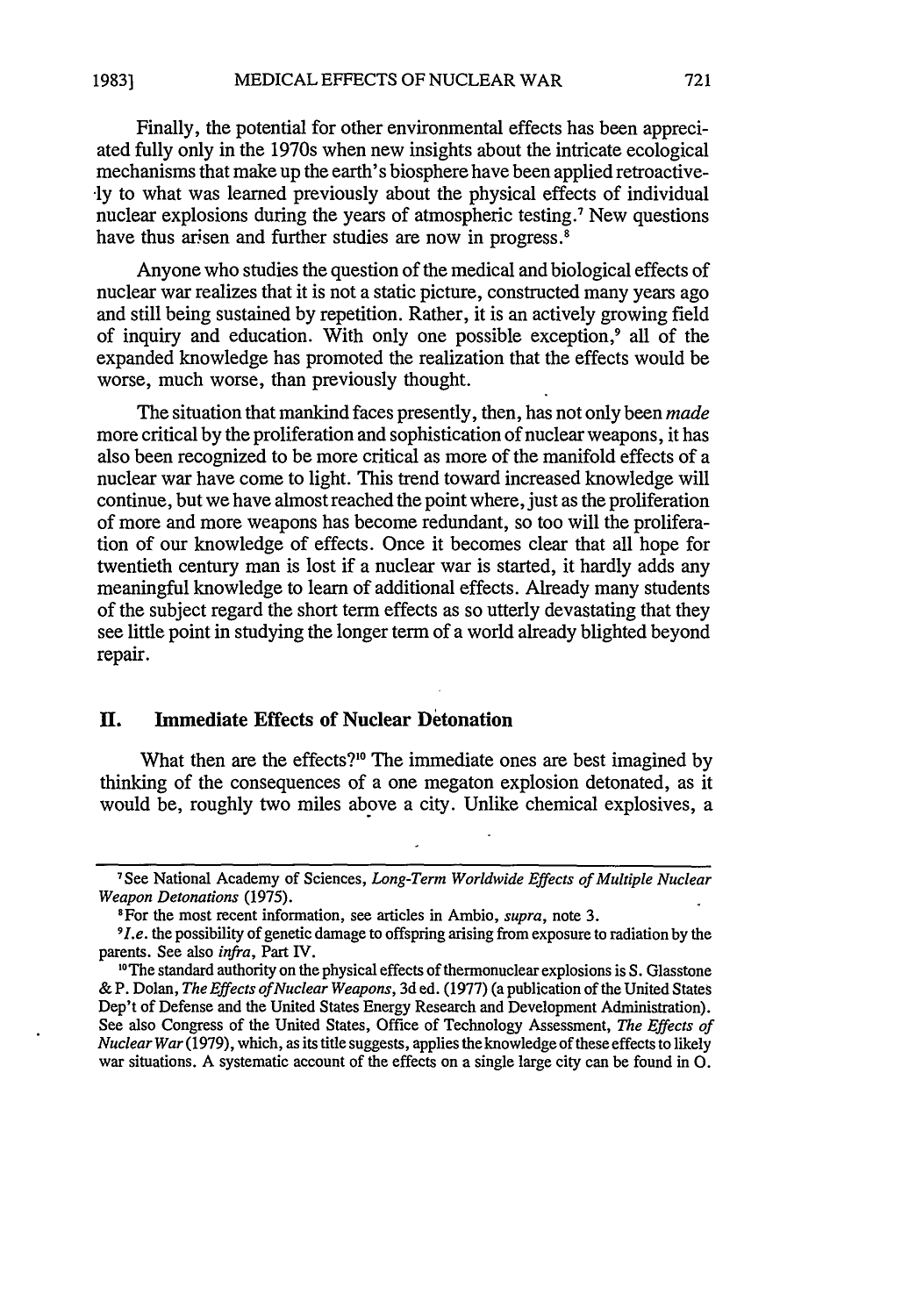Finally, the potential for other environmental effects has been appreciated fully only in the 1970s when new insights about the intricate ecological mechanisms that make up the earth's biosphere have been applied retroactively to what was learned previously about the physical effects of individual nuclear explosions during the years of atmospheric testing.[7] New questions have thus arisen and further studies are now in progress.[8]

Anyone who studies the question of the medical and biological effects of nuclear war realizes that it is not a static picture, constructed many years ago and still being sustained by repetition. Rather, it is an actively growing field of inquiry and education. With only one possible exception,[9] all of the expanded knowledge has promoted the realization that the effects would be worse, much worse, than previously thought.

The situation that mankind faces presently, then, has not only been *made* more critical by the proliferation and sophistication of nuclear weapons, it has also been recognized to be more critical as more of the manifold effects of a nuclear war have come to light. This trend toward increased knowledge will continue, but we have almost reached the point where, just as the proliferation of more and more weapons has become redundant, so too will the proliferation of our knowledge of effects. Once it becomes clear that all hope for twentieth century man is lost if a nuclear war is started, it hardly adds any meaningful knowledge to learn of additional effects. Already many students of the subject regard the short term effects as so utterly devastating that they see little point in studying the longer term of a world already blighted beyond repair.

## II. Immediate Effects of Nuclear Detonation

What then are the effects?[10] The immediate ones are best imagined by thinking of the consequences of a one megaton explosion detonated, as it would be, roughly two miles above a city. Unlike chemical explosives, a

---

[7] See National Academy of Sciences, *Long-Term Worldwide Effects of Multiple Nuclear Weapon Detonations* (1975).

[8] For the most recent information, see articles in Ambio, *supra*, note 3.

[9] *I.e.* the possibility of genetic damage to offspring arising from exposure to radiation by the parents. See also *infra*, Part IV.

[10] The standard authority on the physical effects of thermonuclear explosions is S. Glasstone & P. Dolan, *The Effects of Nuclear Weapons*, 3d ed. (1977) (a publication of the United States Dep't of Defense and the United States Energy Research and Development Administration). See also Congress of the United States, Office of Technology Assessment, *The Effects of Nuclear War* (1979), which, as its title suggests, applies the knowledge of these effects to likely war situations. A systematic account of the effects on a single large city can be found in O.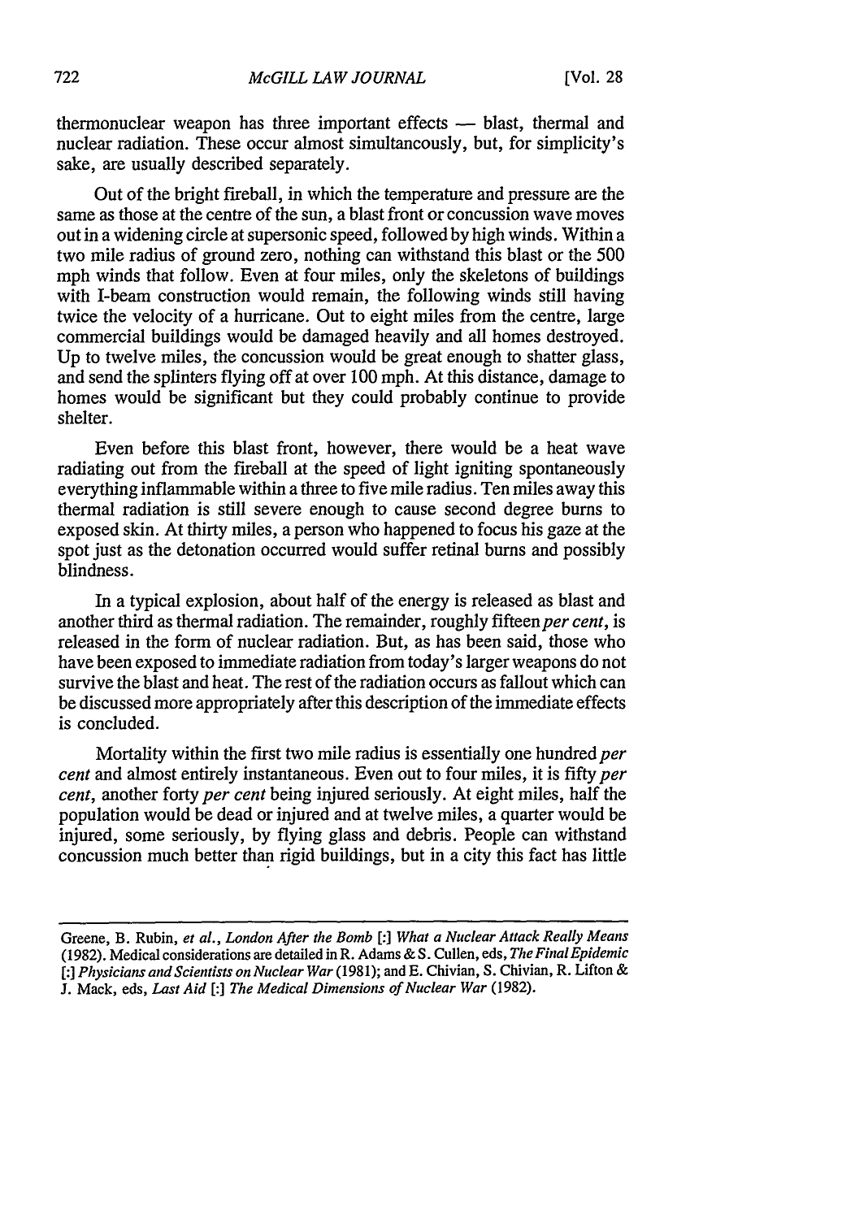thermonuclear weapon has three important effects — blast, thermal and nuclear radiation. These occur almost simultaneously, but, for simplicity's sake, are usually described separately.

Out of the bright fireball, in which the temperature and pressure are the same as those at the centre of the sun, a blast front or concussion wave moves out in a widening circle at supersonic speed, followed by high winds. Within a two mile radius of ground zero, nothing can withstand this blast or the 500 mph winds that follow. Even at four miles, only the skeletons of buildings with I-beam construction would remain, the following winds still having twice the velocity of a hurricane. Out to eight miles from the centre, large commercial buildings would be damaged heavily and all homes destroyed. Up to twelve miles, the concussion would be great enough to shatter glass, and send the splinters flying off at over 100 mph. At this distance, damage to homes would be significant but they could probably continue to provide shelter.

Even before this blast front, however, there would be a heat wave radiating out from the fireball at the speed of light igniting spontaneously everything inflammable within a three to five mile radius. Ten miles away this thermal radiation is still severe enough to cause second degree burns to exposed skin. At thirty miles, a person who happened to focus his gaze at the spot just as the detonation occurred would suffer retinal burns and possibly blindness.

In a typical explosion, about half of the energy is released as blast and another third as thermal radiation. The remainder, roughly fifteen *per cent*, is released in the form of nuclear radiation. But, as has been said, those who have been exposed to immediate radiation from today's larger weapons do not survive the blast and heat. The rest of the radiation occurs as fallout which can be discussed more appropriately after this description of the immediate effects is concluded.

Mortality within the first two mile radius is essentially one hundred *per cent* and almost entirely instantaneous. Even out to four miles, it is fifty *per cent*, another forty *per cent* being injured seriously. At eight miles, half the population would be dead or injured and at twelve miles, a quarter would be injured, some seriously, by flying glass and debris. People can withstand concussion much better than rigid buildings, but in a city this fact has little

Greene, B. Rubin, *et al.*, *London After the Bomb* [:] *What a Nuclear Attack Really Means* (1982). Medical considerations are detailed in R. Adams & S. Cullen, eds, *The Final Epidemic* [:] *Physicians and Scientists on Nuclear War* (1981); and E. Chivian, S. Chivian, R. Lifton & J. Mack, eds, *Last Aid* [:] *The Medical Dimensions of Nuclear War* (1982).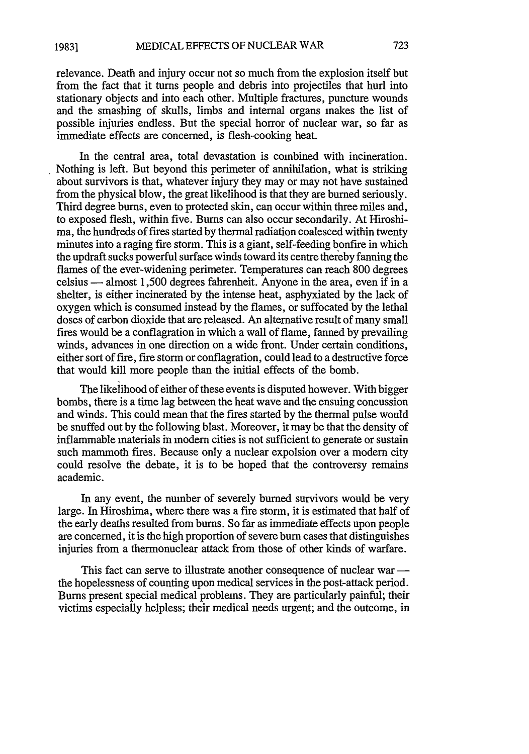relevance. Death and injury occur not so much from the explosion itself but from the fact that it turns people and debris into projectiles that hurl into stationary objects and into each other. Multiple fractures, puncture wounds and the smashing of skulls, limbs and internal organs makes the list of possible injuries endless. But the special horror of nuclear war, so far as immediate effects are concerned, is flesh-cooking heat.

In the central area, total devastation is combined with incineration. Nothing is left. But beyond this perimeter of annihilation, what is striking about survivors is that, whatever injury they may or may not have sustained from the physical blow, the great likelihood is that they are burned seriously. Third degree burns, even to protected skin, can occur within three miles and, to exposed flesh, within five. Burns can also occur secondarily. At Hiroshima, the hundreds of fires started by thermal radiation coalesced within twenty minutes into a raging fire storm. This is a giant, self-feeding bonfire in which the updraft sucks powerful surface winds toward its centre thereby fanning the flames of the ever-widening perimeter. Temperatures can reach 800 degrees celsius — almost 1,500 degrees fahrenheit. Anyone in the area, even if in a shelter, is either incinerated by the intense heat, asphyxiated by the lack of oxygen which is consumed instead by the flames, or suffocated by the lethal doses of carbon dioxide that are released. An alternative result of many small fires would be a conflagration in which a wall of flame, fanned by prevailing winds, advances in one direction on a wide front. Under certain conditions, either sort of fire, fire storm or conflagration, could lead to a destructive force that would kill more people than the initial effects of the bomb.

The likelihood of either of these events is disputed however. With bigger bombs, there is a time lag between the heat wave and the ensuing concussion and winds. This could mean that the fires started by the thermal pulse would be snuffed out by the following blast. Moreover, it may be that the density of inflammable materials in modern cities is not sufficient to generate or sustain such mammoth fires. Because only a nuclear expolsion over a modern city could resolve the debate, it is to be hoped that the controversy remains academic.

In any event, the number of severely burned survivors would be very large. In Hiroshima, where there was a fire storm, it is estimated that half of the early deaths resulted from burns. So far as immediate effects upon people are concerned, it is the high proportion of severe burn cases that distinguishes injuries from a thermonuclear attack from those of other kinds of warfare.

This fact can serve to illustrate another consequence of nuclear war — the hopelessness of counting upon medical services in the post-attack period. Burns present special medical problems. They are particularly painful; their victims especially helpless; their medical needs urgent; and the outcome, in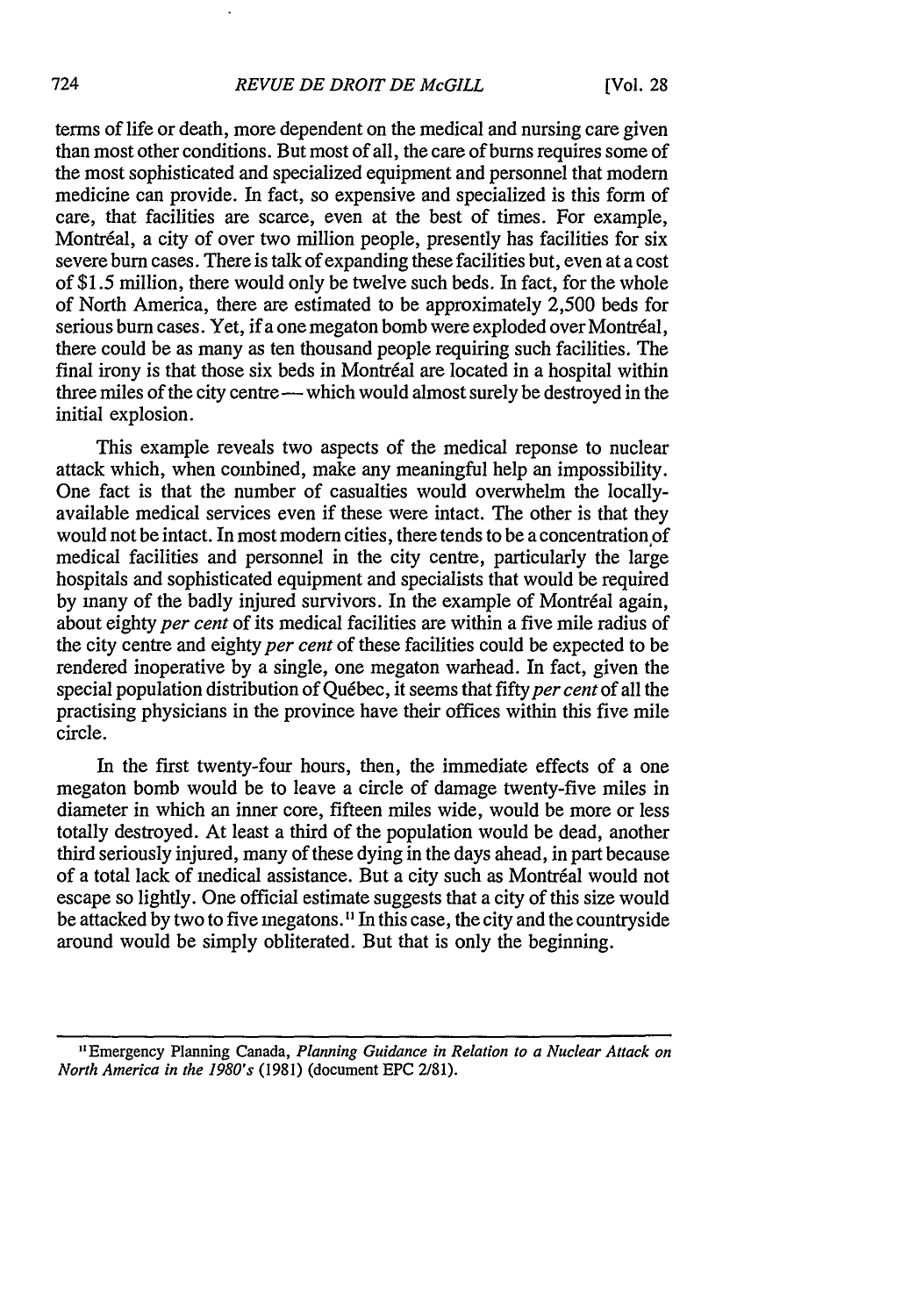terms of life or death, more dependent on the medical and nursing care given than most other conditions. But most of all, the care of burns requires some of the most sophisticated and specialized equipment and personnel that modern medicine can provide. In fact, so expensive and specialized is this form of care, that facilities are scarce, even at the best of times. For example, Montréal, a city of over two million people, presently has facilities for six severe burn cases. There is talk of expanding these facilities but, even at a cost of $1.5 million, there would only be twelve such beds. In fact, for the whole of North America, there are estimated to be approximately 2,500 beds for serious burn cases. Yet, if a one megaton bomb were exploded over Montréal, there could be as many as ten thousand people requiring such facilities. The final irony is that those six beds in Montréal are located in a hospital within three miles of the city centre — which would almost surely be destroyed in the initial explosion.

This example reveals two aspects of the medical reponse to nuclear attack which, when combined, make any meaningful help an impossibility. One fact is that the number of casualties would overwhelm the locally-available medical services even if these were intact. The other is that they would not be intact. In most modern cities, there tends to be a concentration of medical facilities and personnel in the city centre, particularly the large hospitals and sophisticated equipment and specialists that would be required by many of the badly injured survivors. In the example of Montréal again, about eighty *per cent* of its medical facilities are within a five mile radius of the city centre and eighty *per cent* of these facilities could be expected to be rendered inoperative by a single, one megaton warhead. In fact, given the special population distribution of Québec, it seems that fifty *per cent* of all the practising physicians in the province have their offices within this five mile circle.

In the first twenty-four hours, then, the immediate effects of a one megaton bomb would be to leave a circle of damage twenty-five miles in diameter in which an inner core, fifteen miles wide, would be more or less totally destroyed. At least a third of the population would be dead, another third seriously injured, many of these dying in the days ahead, in part because of a total lack of medical assistance. But a city such as Montréal would not escape so lightly. One official estimate suggests that a city of this size would be attacked by two to five megatons.[11] In this case, the city and the countryside around would be simply obliterated. But that is only the beginning.

---

[11] Emergency Planning Canada, *Planning Guidance in Relation to a Nuclear Attack on North America in the 1980's* (1981) (document EPC 2/81).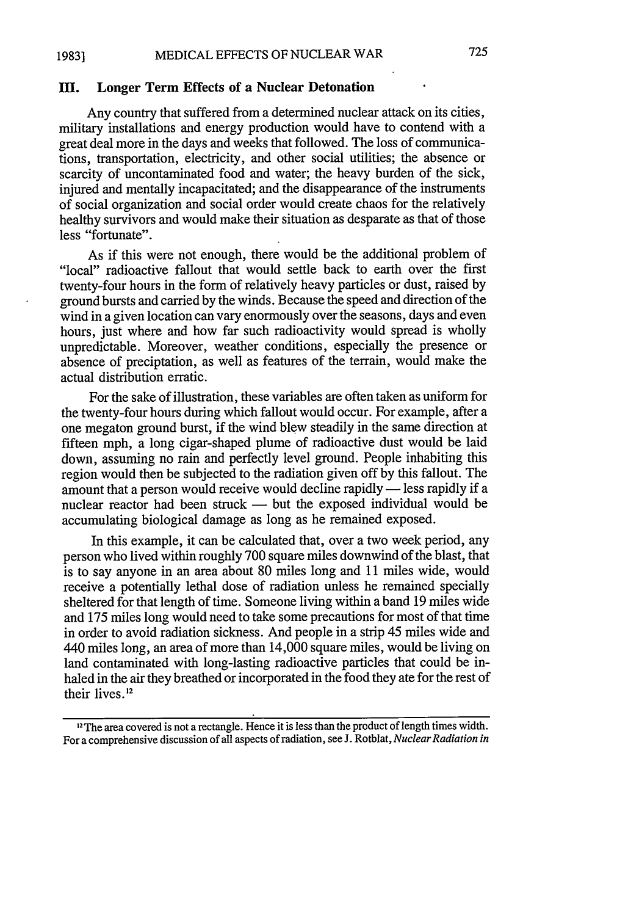## III. Longer Term Effects of a Nuclear Detonation

Any country that suffered from a determined nuclear attack on its cities, military installations and energy production would have to contend with a great deal more in the days and weeks that followed. The loss of communications, transportation, electricity, and other social utilities; the absence or scarcity of uncontaminated food and water; the heavy burden of the sick, injured and mentally incapacitated; and the disappearance of the instruments of social organization and social order would create chaos for the relatively healthy survivors and would make their situation as desparate as that of those less "fortunate".

As if this were not enough, there would be the additional problem of "local" radioactive fallout that would settle back to earth over the first twenty-four hours in the form of relatively heavy particles or dust, raised by ground bursts and carried by the winds. Because the speed and direction of the wind in a given location can vary enormously over the seasons, days and even hours, just where and how far such radioactivity would spread is wholly unpredictable. Moreover, weather conditions, especially the presence or absence of preciptation, as well as features of the terrain, would make the actual distribution erratic.

For the sake of illustration, these variables are often taken as uniform for the twenty-four hours during which fallout would occur. For example, after a one megaton ground burst, if the wind blew steadily in the same direction at fifteen mph, a long cigar-shaped plume of radioactive dust would be laid down, assuming no rain and perfectly level ground. People inhabiting this region would then be subjected to the radiation given off by this fallout. The amount that a person would receive would decline rapidly — less rapidly if a nuclear reactor had been struck — but the exposed individual would be accumulating biological damage as long as he remained exposed.

In this example, it can be calculated that, over a two week period, any person who lived within roughly 700 square miles downwind of the blast, that is to say anyone in an area about 80 miles long and 11 miles wide, would receive a potentially lethal dose of radiation unless he remained specially sheltered for that length of time. Someone living within a band 19 miles wide and 175 miles long would need to take some precautions for most of that time in order to avoid radiation sickness. And people in a strip 45 miles wide and 440 miles long, an area of more than 14,000 square miles, would be living on land contaminated with long-lasting radioactive particles that could be inhaled in the air they breathed or incorporated in the food they ate for the rest of their lives.[12]

---

[12] The area covered is not a rectangle. Hence it is less than the product of length times width. For a comprehensive discussion of all aspects of radiation, see J. Rotblat, *Nuclear Radiation in*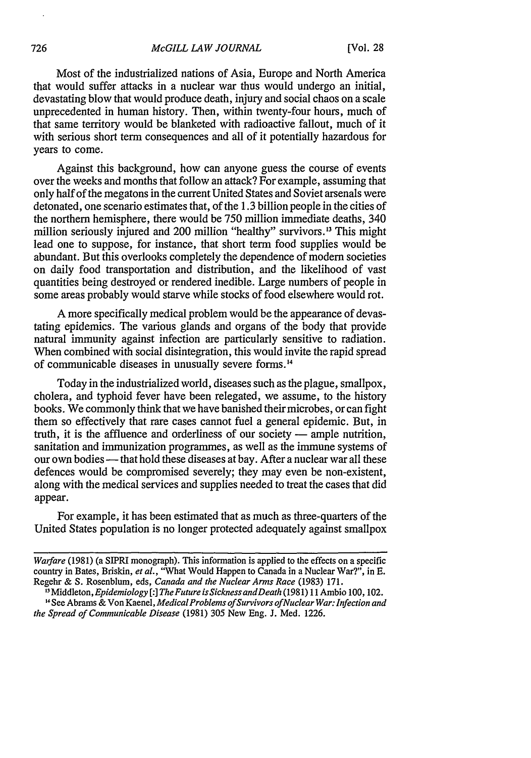Most of the industrialized nations of Asia, Europe and North America that would suffer attacks in a nuclear war thus would undergo an initial, devastating blow that would produce death, injury and social chaos on a scale unprecedented in human history. Then, within twenty-four hours, much of that same territory would be blanketed with radioactive fallout, much of it with serious short term consequences and all of it potentially hazardous for years to come.

Against this background, how can anyone guess the course of events over the weeks and months that follow an attack? For example, assuming that only half of the megatons in the current United States and Soviet arsenals were detonated, one scenario estimates that, of the 1.3 billion people in the cities of the northern hemisphere, there would be 750 million immediate deaths, 340 million seriously injured and 200 million "healthy" survivors.[13] This might lead one to suppose, for instance, that short term food supplies would be abundant. But this overlooks completely the dependence of modern societies on daily food transportation and distribution, and the likelihood of vast quantities being destroyed or rendered inedible. Large numbers of people in some areas probably would starve while stocks of food elsewhere would rot.

A more specifically medical problem would be the appearance of devastating epidemics. The various glands and organs of the body that provide natural immunity against infection are particularly sensitive to radiation. When combined with social disintegration, this would invite the rapid spread of communicable diseases in unusually severe forms.[14]

Today in the industrialized world, diseases such as the plague, smallpox, cholera, and typhoid fever have been relegated, we assume, to the history books. We commonly think that we have banished their microbes, or can fight them so effectively that rare cases cannot fuel a general epidemic. But, in truth, it is the affluence and orderliness of our society — ample nutrition, sanitation and immunization programmes, as well as the immune systems of our own bodies — that hold these diseases at bay. After a nuclear war all these defences would be compromised severely; they may even be non-existent, along with the medical services and supplies needed to treat the cases that did appear.

For example, it has been estimated that as much as three-quarters of the United States population is no longer protected adequately against smallpox

---

*Warfare* (1981) (a SIPRI monograph). This information is applied to the effects on a specific country in Bates, Briskin, *et al.*, "What Would Happen to Canada in a Nuclear War?", in E. Regehr & S. Rosenblum, eds, *Canada and the Nuclear Arms Race* (1983) 171.

[13] Middleton, *Epidemiology [:] The Future is Sickness and Death* (1981) 11 Ambio 100, 102.

[14] See Abrams & Von Kaenel, *Medical Problems of Survivors of Nuclear War: Infection and the Spread of Communicable Disease* (1981) 305 New Eng. J. Med. 1226.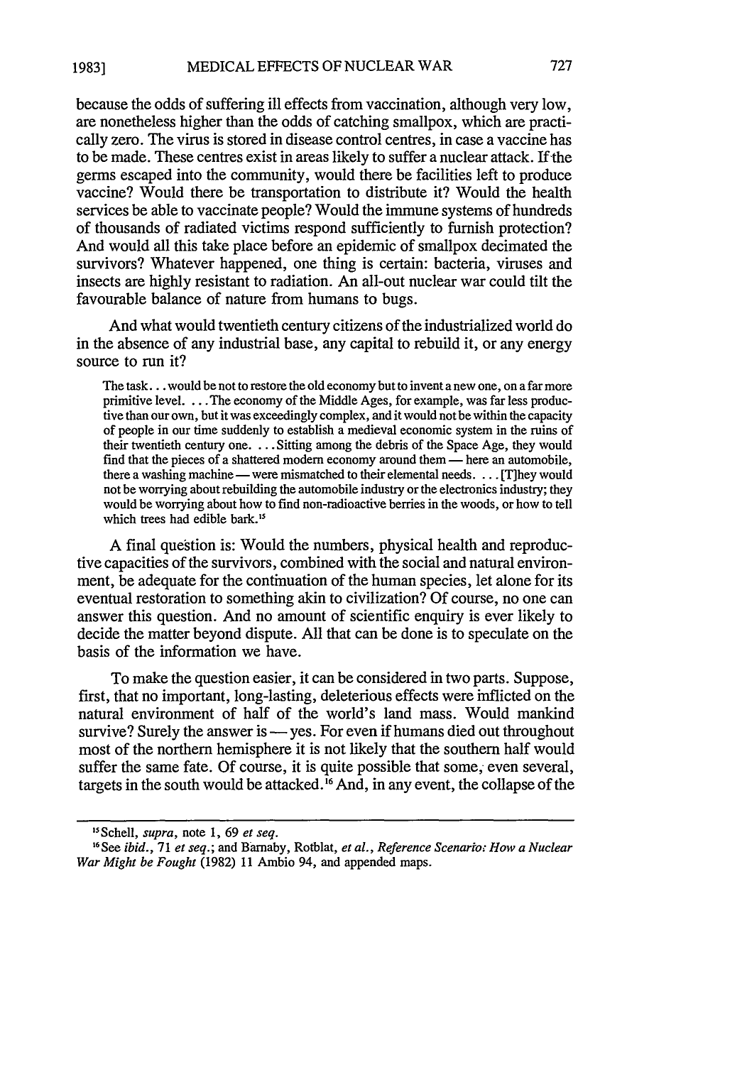because the odds of suffering ill effects from vaccination, although very low, are nonetheless higher than the odds of catching smallpox, which are practically zero. The virus is stored in disease control centres, in case a vaccine has to be made. These centres exist in areas likely to suffer a nuclear attack. If the germs escaped into the community, would there be facilities left to produce vaccine? Would there be transportation to distribute it? Would the health services be able to vaccinate people? Would the immune systems of hundreds of thousands of radiated victims respond sufficiently to furnish protection? And would all this take place before an epidemic of smallpox decimated the survivors? Whatever happened, one thing is certain: bacteria, viruses and insects are highly resistant to radiation. An all-out nuclear war could tilt the favourable balance of nature from humans to bugs.

And what would twentieth century citizens of the industrialized world do in the absence of any industrial base, any capital to rebuild it, or any energy source to run it?

> The task. . . would be not to restore the old economy but to invent a new one, on a far more primitive level. . . . The economy of the Middle Ages, for example, was far less productive than our own, but it was exceedingly complex, and it would not be within the capacity of people in our time suddenly to establish a medieval economic system in the ruins of their twentieth century one. . . . Sitting among the debris of the Space Age, they would find that the pieces of a shattered modern economy around them — here an automobile, there a washing machine — were mismatched to their elemental needs. . . . [T]hey would not be worrying about rebuilding the automobile industry or the electronics industry; they would be worrying about how to find non-radioactive berries in the woods, or how to tell which trees had edible bark.[15]

A final question is: Would the numbers, physical health and reproductive capacities of the survivors, combined with the social and natural environment, be adequate for the continuation of the human species, let alone for its eventual restoration to something akin to civilization? Of course, no one can answer this question. And no amount of scientific enquiry is ever likely to decide the matter beyond dispute. All that can be done is to speculate on the basis of the information we have.

To make the question easier, it can be considered in two parts. Suppose, first, that no important, long-lasting, deleterious effects were inflicted on the natural environment of half of the world's land mass. Would mankind survive? Surely the answer is — yes. For even if humans died out throughout most of the northern hemisphere it is not likely that the southern half would suffer the same fate. Of course, it is quite possible that some, even several, targets in the south would be attacked.[16] And, in any event, the collapse of the

---

[15] Schell, *supra*, note 1, 69 *et seq.*

[16] See *ibid.*, 71 *et seq.*; and Barnaby, Rotblat, *et al.*, *Reference Scenario: How a Nuclear War Might be Fought* (1982) 11 Ambio 94, and appended maps.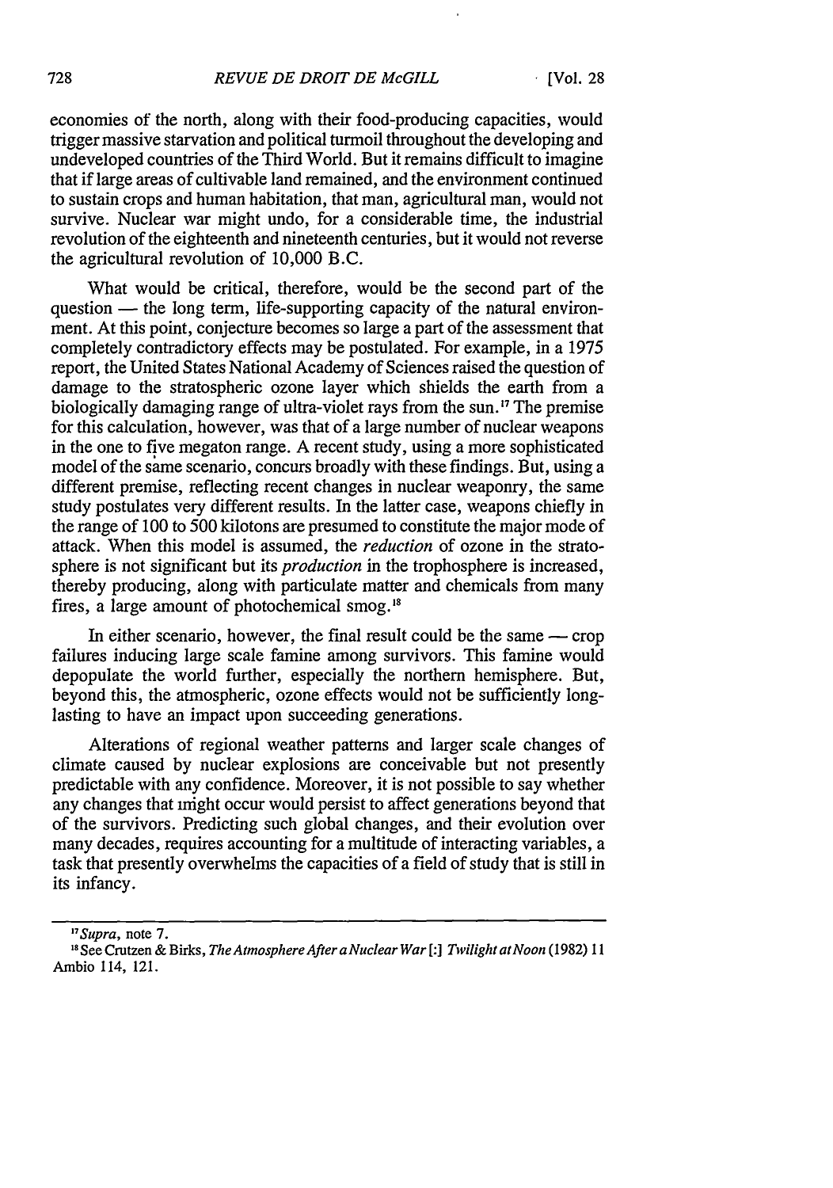economies of the north, along with their food-producing capacities, would trigger massive starvation and political turmoil throughout the developing and undeveloped countries of the Third World. But it remains difficult to imagine that if large areas of cultivable land remained, and the environment continued to sustain crops and human habitation, that man, agricultural man, would not survive. Nuclear war might undo, for a considerable time, the industrial revolution of the eighteenth and nineteenth centuries, but it would not reverse the agricultural revolution of 10,000 B.C.

What would be critical, therefore, would be the second part of the question — the long term, life-supporting capacity of the natural environment. At this point, conjecture becomes so large a part of the assessment that completely contradictory effects may be postulated. For example, in a 1975 report, the United States National Academy of Sciences raised the question of damage to the stratospheric ozone layer which shields the earth from a biologically damaging range of ultra-violet rays from the sun.[17] The premise for this calculation, however, was that of a large number of nuclear weapons in the one to five megaton range. A recent study, using a more sophisticated model of the same scenario, concurs broadly with these findings. But, using a different premise, reflecting recent changes in nuclear weaponry, the same study postulates very different results. In the latter case, weapons chiefly in the range of 100 to 500 kilotons are presumed to constitute the major mode of attack. When this model is assumed, the *reduction* of ozone in the stratosphere is not significant but its *production* in the trophosphere is increased, thereby producing, along with particulate matter and chemicals from many fires, a large amount of photochemical smog.[18]

In either scenario, however, the final result could be the same — crop failures inducing large scale famine among survivors. This famine would depopulate the world further, especially the northern hemisphere. But, beyond this, the atmospheric, ozone effects would not be sufficiently long-lasting to have an impact upon succeeding generations.

Alterations of regional weather patterns and larger scale changes of climate caused by nuclear explosions are conceivable but not presently predictable with any confidence. Moreover, it is not possible to say whether any changes that might occur would persist to affect generations beyond that of the survivors. Predicting such global changes, and their evolution over many decades, requires accounting for a multitude of interacting variables, a task that presently overwhelms the capacities of a field of study that is still in its infancy.

---

[17] *Supra*, note 7.

[18] See Crutzen & Birks, *The Atmosphere After a Nuclear War* [:] *Twilight at Noon* (1982) 11 Ambio 114, 121.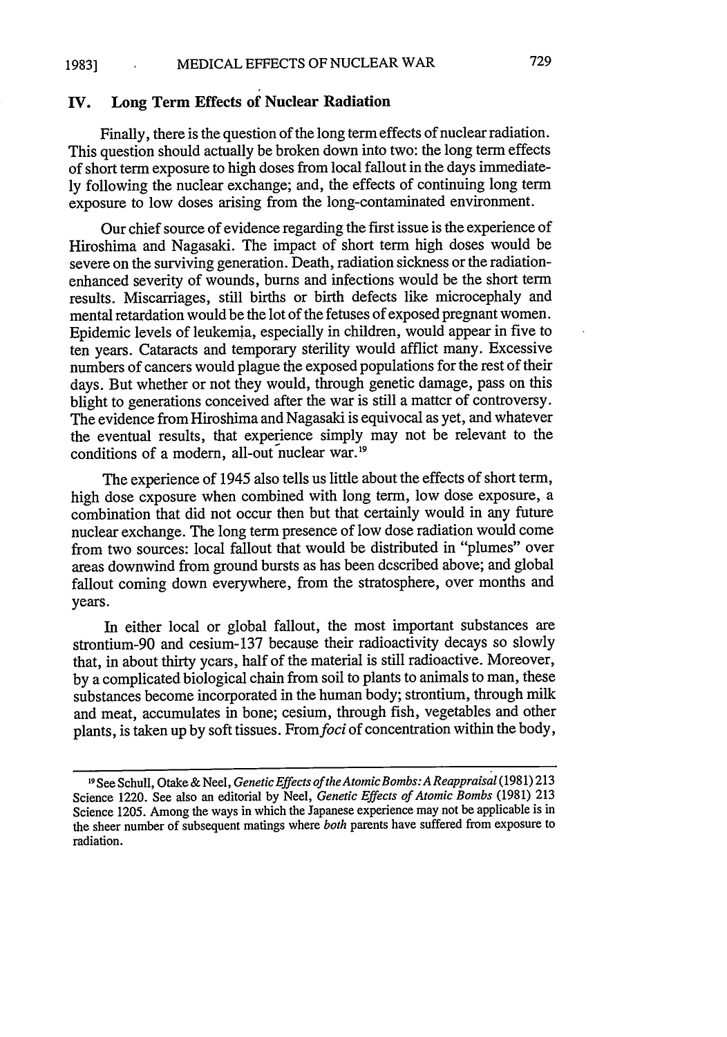## IV. Long Term Effects of Nuclear Radiation

Finally, there is the question of the long term effects of nuclear radiation. This question should actually be broken down into two: the long term effects of short term exposure to high doses from local fallout in the days immediately following the nuclear exchange; and, the effects of continuing long term exposure to low doses arising from the long-contaminated environment.

Our chief source of evidence regarding the first issue is the experience of Hiroshima and Nagasaki. The impact of short term high doses would be severe on the surviving generation. Death, radiation sickness or the radiation-enhanced severity of wounds, burns and infections would be the short term results. Miscarriages, still births or birth defects like microcephaly and mental retardation would be the lot of the fetuses of exposed pregnant women. Epidemic levels of leukemia, especially in children, would appear in five to ten years. Cataracts and temporary sterility would afflict many. Excessive numbers of cancers would plague the exposed populations for the rest of their days. But whether or not they would, through genetic damage, pass on this blight to generations conceived after the war is still a matter of controversy. The evidence from Hiroshima and Nagasaki is equivocal as yet, and whatever the eventual results, that experience simply may not be relevant to the conditions of a modern, all-out nuclear war.[19]

The experience of 1945 also tells us little about the effects of short term, high dose exposure when combined with long term, low dose exposure, a combination that did not occur then but that certainly would in any future nuclear exchange. The long term presence of low dose radiation would come from two sources: local fallout that would be distributed in "plumes" over areas downwind from ground bursts as has been described above; and global fallout coming down everywhere, from the stratosphere, over months and years.

In either local or global fallout, the most important substances are strontium-90 and cesium-137 because their radioactivity decays so slowly that, in about thirty years, half of the material is still radioactive. Moreover, by a complicated biological chain from soil to plants to animals to man, these substances become incorporated in the human body; strontium, through milk and meat, accumulates in bone; cesium, through fish, vegetables and other plants, is taken up by soft tissues. From *foci* of concentration within the body,

---

[19] See Schull, Otake & Neel, *Genetic Effects of the Atomic Bombs: A Reappraisal* (1981) 213 Science 1220. See also an editorial by Neel, *Genetic Effects of Atomic Bombs* (1981) 213 Science 1205. Among the ways in which the Japanese experience may not be applicable is in the sheer number of subsequent matings where *both* parents have suffered from exposure to radiation.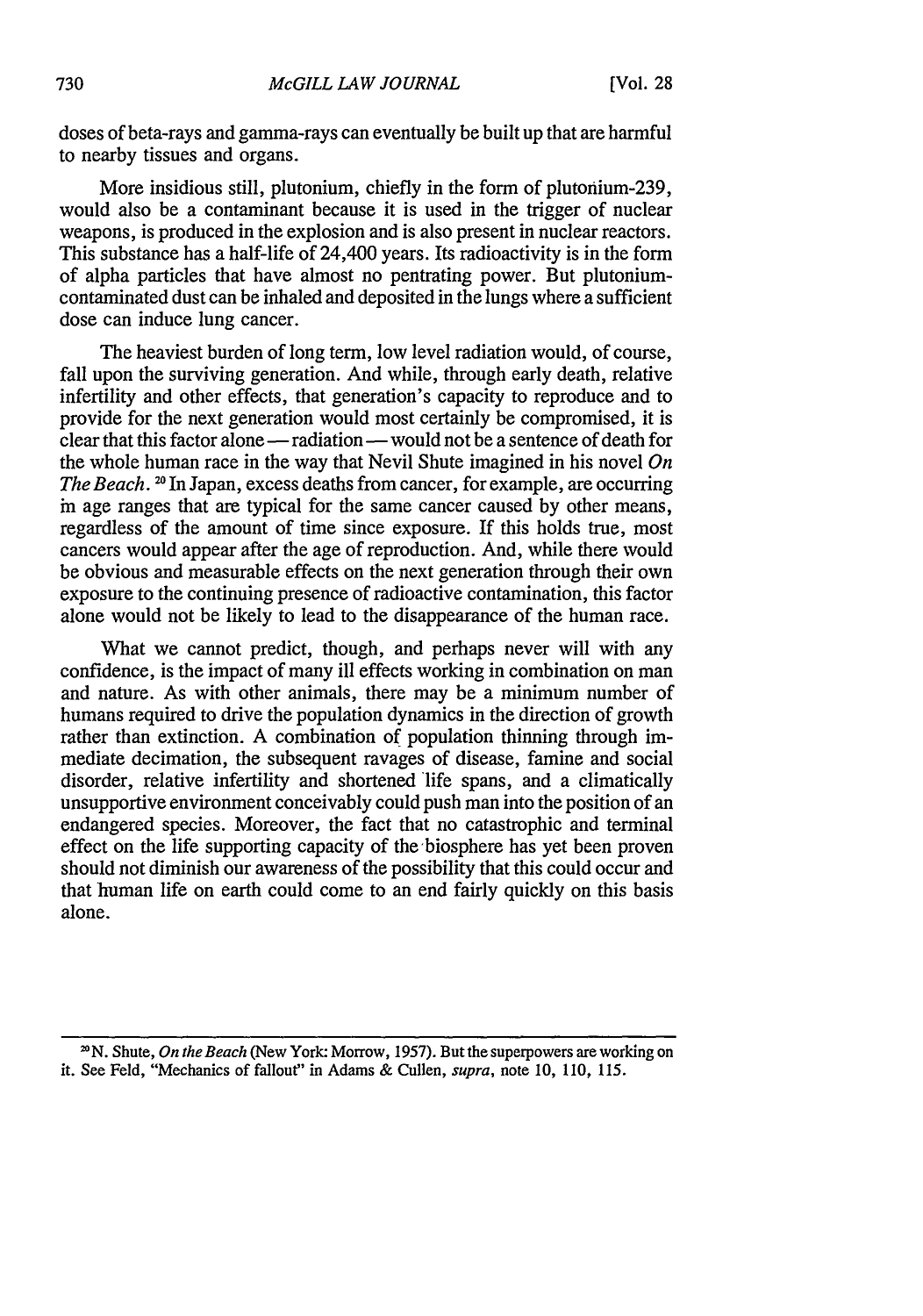doses of beta-rays and gamma-rays can eventually be built up that are harmful to nearby tissues and organs.

More insidious still, plutonium, chiefly in the form of plutonium-239, would also be a contaminant because it is used in the trigger of nuclear weapons, is produced in the explosion and is also present in nuclear reactors. This substance has a half-life of 24,400 years. Its radioactivity is in the form of alpha particles that have almost no pentrating power. But plutonium-contaminated dust can be inhaled and deposited in the lungs where a sufficient dose can induce lung cancer.

The heaviest burden of long term, low level radiation would, of course, fall upon the surviving generation. And while, through early death, relative infertility and other effects, that generation's capacity to reproduce and to provide for the next generation would most certainly be compromised, it is clear that this factor alone — radiation — would not be a sentence of death for the whole human race in the way that Nevil Shute imagined in his novel *On The Beach*.[20] In Japan, excess deaths from cancer, for example, are occurring in age ranges that are typical for the same cancer caused by other means, regardless of the amount of time since exposure. If this holds true, most cancers would appear after the age of reproduction. And, while there would be obvious and measurable effects on the next generation through their own exposure to the continuing presence of radioactive contamination, this factor alone would not be likely to lead to the disappearance of the human race.

What we cannot predict, though, and perhaps never will with any confidence, is the impact of many ill effects working in combination on man and nature. As with other animals, there may be a minimum number of humans required to drive the population dynamics in the direction of growth rather than extinction. A combination of population thinning through immediate decimation, the subsequent ravages of disease, famine and social disorder, relative infertility and shortened life spans, and a climatically unsupportive environment conceivably could push man into the position of an endangered species. Moreover, the fact that no catastrophic and terminal effect on the life supporting capacity of the biosphere has yet been proven should not diminish our awareness of the possibility that this could occur and that human life on earth could come to an end fairly quickly on this basis alone.

---

[20] N. Shute, *On the Beach* (New York: Morrow, 1957). But the superpowers are working on it. See Feld, "Mechanics of fallout" in Adams & Cullen, *supra*, note 10, 110, 115.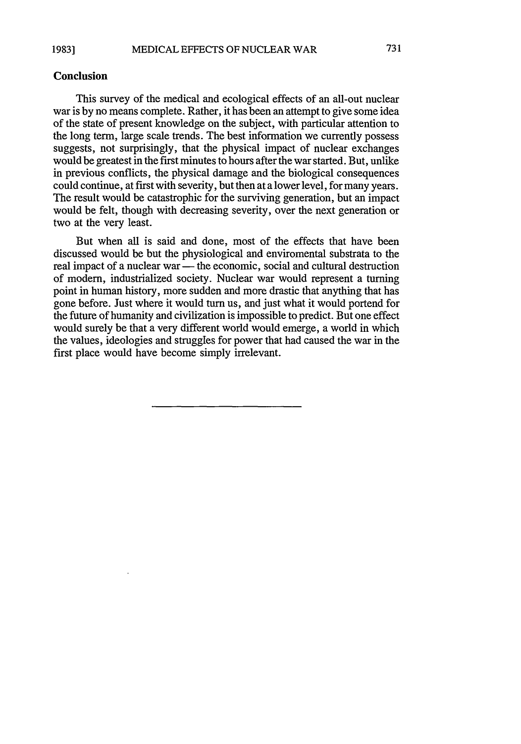## Conclusion

This survey of the medical and ecological effects of an all-out nuclear war is by no means complete. Rather, it has been an attempt to give some idea of the state of present knowledge on the subject, with particular attention to the long term, large scale trends. The best information we currently possess suggests, not surprisingly, that the physical impact of nuclear exchanges would be greatest in the first minutes to hours after the war started. But, unlike in previous conflicts, the physical damage and the biological consequences could continue, at first with severity, but then at a lower level, for many years. The result would be catastrophic for the surviving generation, but an impact would be felt, though with decreasing severity, over the next generation or two at the very least.

But when all is said and done, most of the effects that have been discussed would be but the physiological and enviromental substrata to the real impact of a nuclear war — the economic, social and cultural destruction of modern, industrialized society. Nuclear war would represent a turning point in human history, more sudden and more drastic that anything that has gone before. Just where it would turn us, and just what it would portend for the future of humanity and civilization is impossible to predict. But one effect would surely be that a very different world would emerge, a world in which the values, ideologies and struggles for power that had caused the war in the first place would have become simply irrelevant.